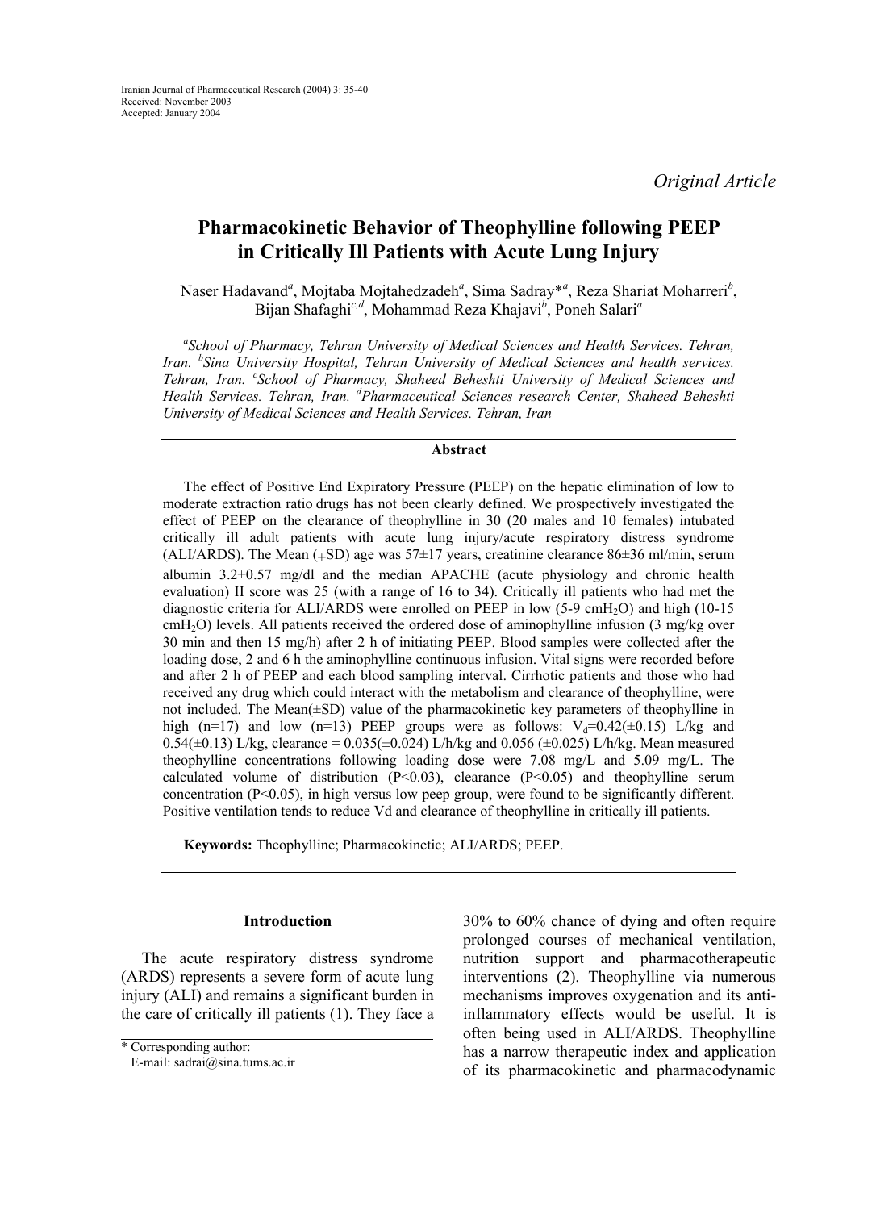Iranian Journal of Pharmaceutical Research (2004) 3: 35-40
Received: November 2003
Accepted: January 2004

*Original Article*

# Pharmacokinetic Behavior of Theophylline following PEEP in Critically Ill Patients with Acute Lung Injury

Naser Hadavand[a], Mojtaba Mojtahedzadeh[a], Sima Sadray*[a], Reza Shariat Moharreri[b], Bijan Shafaghi[c,d], Mohammad Reza Khajavi[b], Poneh Salari[a]

[a]*School of Pharmacy, Tehran University of Medical Sciences and Health Services. Tehran, Iran.* [b]*Sina University Hospital, Tehran University of Medical Sciences and health services. Tehran, Iran.* [c]*School of Pharmacy, Shaheed Beheshti University of Medical Sciences and Health Services. Tehran, Iran.* [d]*Pharmaceutical Sciences research Center, Shaheed Beheshti University of Medical Sciences and Health Services. Tehran, Iran*

## Abstract

The effect of Positive End Expiratory Pressure (PEEP) on the hepatic elimination of low to moderate extraction ratio drugs has not been clearly defined. We prospectively investigated the effect of PEEP on the clearance of theophylline in 30 (20 males and 10 females) intubated critically ill adult patients with acute lung injury/acute respiratory distress syndrome (ALI/ARDS). The Mean ($\pm$SD) age was 57±17 years, creatinine clearance 86±36 ml/min, serum albumin 3.2±0.57 mg/dl and the median APACHE (acute physiology and chronic health evaluation) II score was 25 (with a range of 16 to 34). Critically ill patients who had met the diagnostic criteria for ALI/ARDS were enrolled on PEEP in low (5-9 $cmH_2O$) and high (10-15 $cmH_2O$) levels. All patients received the ordered dose of aminophylline infusion (3 mg/kg over 30 min and then 15 mg/h) after 2 h of initiating PEEP. Blood samples were collected after the loading dose, 2 and 6 h the aminophylline continuous infusion. Vital signs were recorded before and after 2 h of PEEP and each blood sampling interval. Cirrhotic patients and those who had received any drug which could interact with the metabolism and clearance of theophylline, were not included. The Mean(±SD) value of the pharmacokinetic key parameters of theophylline in high (n=17) and low (n=13) PEEP groups were as follows: $V_d$=0.42(±0.15) L/kg and 0.54(±0.13) L/kg, clearance = 0.035(±0.024) L/h/kg and 0.056 (±0.025) L/h/kg. Mean measured theophylline concentrations following loading dose were 7.08 mg/L and 5.09 mg/L. The calculated volume of distribution ($P<0.03$), clearance ($P<0.05$) and theophylline serum concentration ($P<0.05$), in high versus low peep group, were found to be significantly different. Positive ventilation tends to reduce Vd and clearance of theophylline in critically ill patients.

**Keywords:** Theophylline; Pharmacokinetic; ALI/ARDS; PEEP.

## Introduction

The acute respiratory distress syndrome (ARDS) represents a severe form of acute lung injury (ALI) and remains a significant burden in the care of critically ill patients (1). They face a 30% to 60% chance of dying and often require prolonged courses of mechanical ventilation, nutrition support and pharmacotherapeutic interventions (2). Theophylline via numerous mechanisms improves oxygenation and its anti-inflammatory effects would be useful. It is often being used in ALI/ARDS. Theophylline has a narrow therapeutic index and application of its pharmacokinetic and pharmacodynamic

\* Corresponding author:
E-mail: sadrai@sina.tums.ac.ir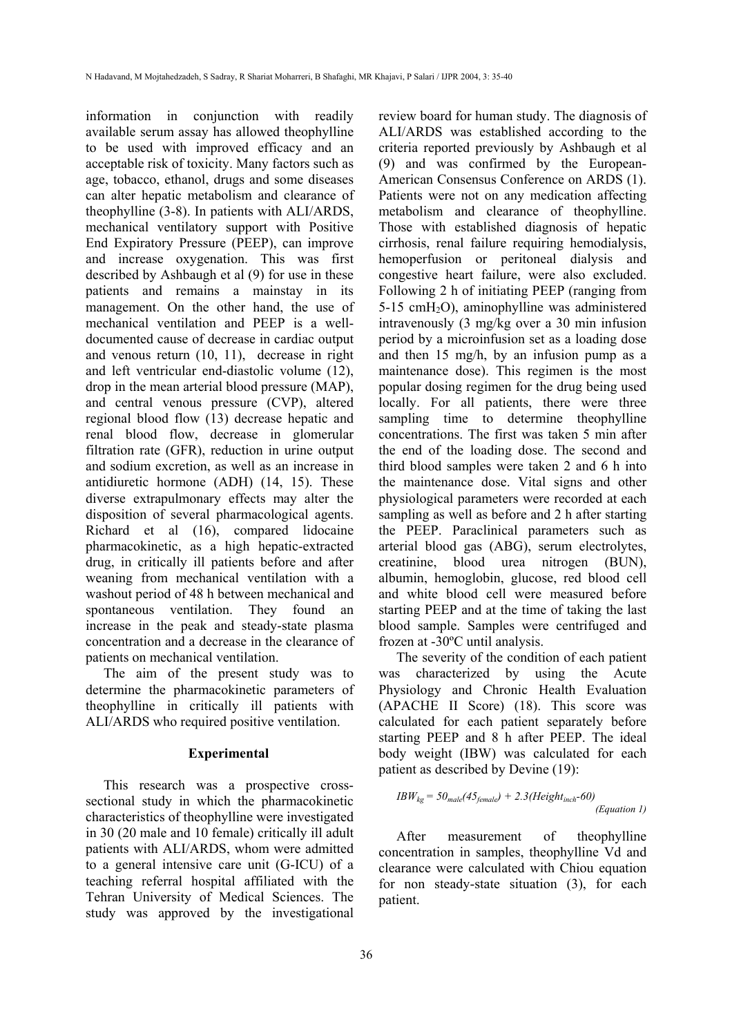information in conjunction with readily available serum assay has allowed theophylline to be used with improved efficacy and an acceptable risk of toxicity. Many factors such as age, tobacco, ethanol, drugs and some diseases can alter hepatic metabolism and clearance of theophylline (3-8). In patients with ALI/ARDS, mechanical ventilatory support with Positive End Expiratory Pressure (PEEP), can improve and increase oxygenation. This was first described by Ashbaugh et al (9) for use in these patients and remains a mainstay in its management. On the other hand, the use of mechanical ventilation and PEEP is a well-documented cause of decrease in cardiac output and venous return (10, 11), decrease in right and left ventricular end-diastolic volume (12), drop in the mean arterial blood pressure (MAP), and central venous pressure (CVP), altered regional blood flow (13) decrease hepatic and renal blood flow, decrease in glomerular filtration rate (GFR), reduction in urine output and sodium excretion, as well as an increase in antidiuretic hormone (ADH) (14, 15). These diverse extrapulmonary effects may alter the disposition of several pharmacological agents. Richard et al (16), compared lidocaine pharmacokinetic, as a high hepatic-extracted drug, in critically ill patients before and after weaning from mechanical ventilation with a washout period of 48 h between mechanical and spontaneous ventilation. They found an increase in the peak and steady-state plasma concentration and a decrease in the clearance of patients on mechanical ventilation.

The aim of the present study was to determine the pharmacokinetic parameters of theophylline in critically ill patients with ALI/ARDS who required positive ventilation.

## Experimental

This research was a prospective cross-sectional study in which the pharmacokinetic characteristics of theophylline were investigated in 30 (20 male and 10 female) critically ill adult patients with ALI/ARDS, whom were admitted to a general intensive care unit (G-ICU) of a teaching referral hospital affiliated with the Tehran University of Medical Sciences. The study was approved by the investigational review board for human study. The diagnosis of ALI/ARDS was established according to the criteria reported previously by Ashbaugh et al (9) and was confirmed by the European-American Consensus Conference on ARDS (1). Patients were not on any medication affecting metabolism and clearance of theophylline. Those with established diagnosis of hepatic cirrhosis, renal failure requiring hemodialysis, hemoperfusion or peritoneal dialysis and congestive heart failure, were also excluded. Following 2 h of initiating PEEP (ranging from 5-15 $cmH_2O$), aminophylline was administered intravenously (3 mg/kg over a 30 min infusion period by a microinfusion set as a loading dose and then 15 mg/h, by an infusion pump as a maintenance dose). This regimen is the most popular dosing regimen for the drug being used locally. For all patients, there were three sampling time to determine theophylline concentrations. The first was taken 5 min after the end of the loading dose. The second and third blood samples were taken 2 and 6 h into the maintenance dose. Vital signs and other physiological parameters were recorded at each sampling as well as before and 2 h after starting the PEEP. Paraclinical parameters such as arterial blood gas (ABG), serum electrolytes, creatinine, blood urea nitrogen (BUN), albumin, hemoglobin, glucose, red blood cell and white blood cell were measured before starting PEEP and at the time of taking the last blood sample. Samples were centrifuged and frozen at -30ºC until analysis.

The severity of the condition of each patient was characterized by using the Acute Physiology and Chronic Health Evaluation (APACHE II Score) (18). This score was calculated for each patient separately before starting PEEP and 8 h after PEEP. The ideal body weight (IBW) was calculated for each patient as described by Devine (19):

$$IBW_{kg} = 50_{male}(45_{female}) + 2.3(Height_{inch}-60) \quad \text{(Equation 1)}$$

After measurement of theophylline concentration in samples, theophylline Vd and clearance were calculated with Chiou equation for non steady-state situation (3), for each patient.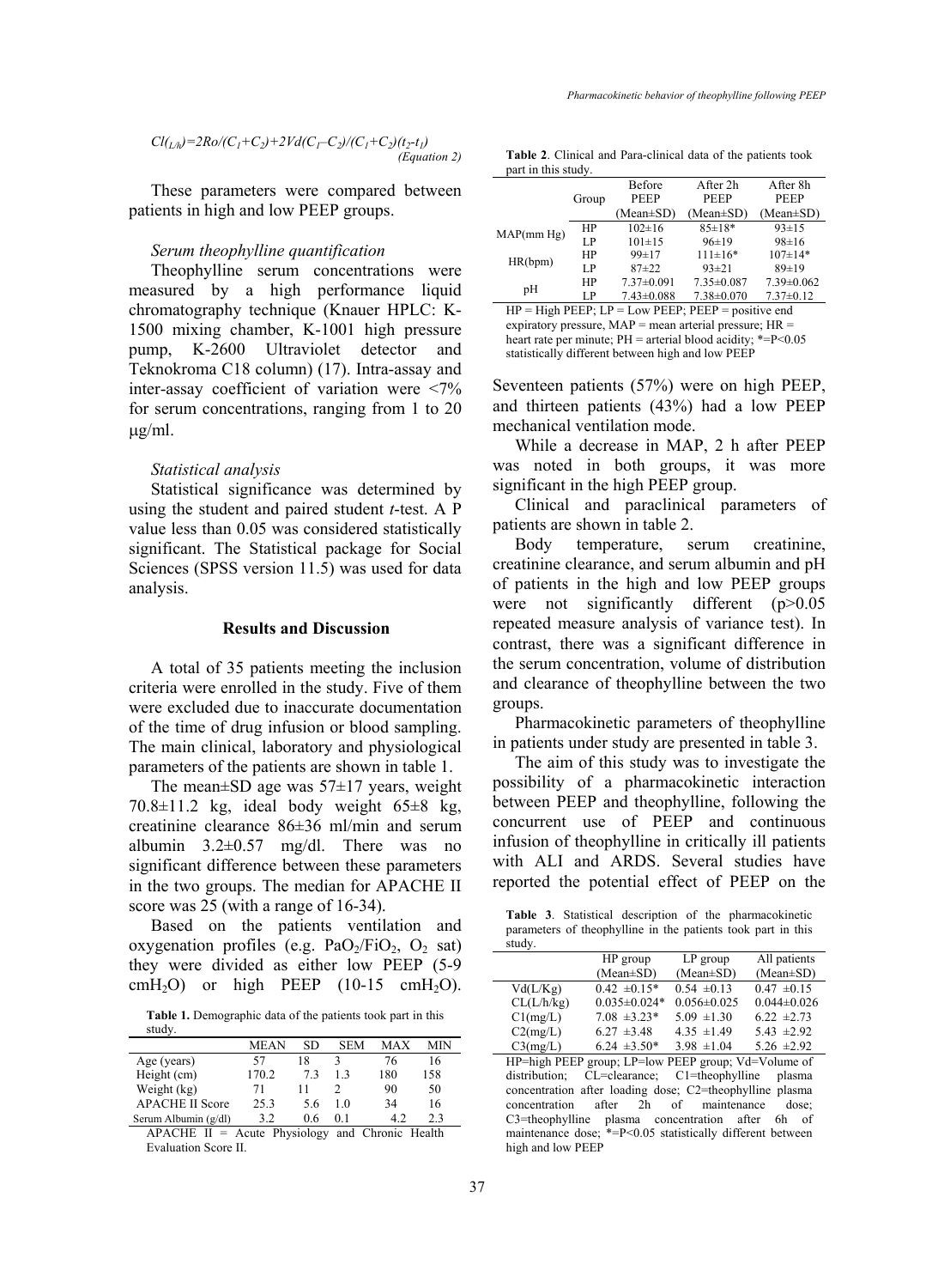$$Cl_{(L/h)}=2Ro/(C_1+C_2)+2Vd(C_1-C_2)/(C_1+C_2)(t_2-t_1)$$ *(Equation 2)*

These parameters were compared between patients in high and low PEEP groups.

*Serum theophylline quantification*

Theophylline serum concentrations were measured by a high performance liquid chromatography technique (Knauer HPLC: K-1500 mixing chamber, K-1001 high pressure pump, K-2600 Ultraviolet detector and Teknokroma C18 column) (17). Intra-assay and inter-assay coefficient of variation were <7% for serum concentrations, ranging from 1 to 20 μg/ml.

*Statistical analysis*

Statistical significance was determined by using the student and paired student *t*-test. A P value less than 0.05 was considered statistically significant. The Statistical package for Social Sciences (SPSS version 11.5) was used for data analysis.

## Results and Discussion

A total of 35 patients meeting the inclusion criteria were enrolled in the study. Five of them were excluded due to inaccurate documentation of the time of drug infusion or blood sampling. The main clinical, laboratory and physiological parameters of the patients are shown in table 1.

The mean±SD age was 57±17 years, weight 70.8±11.2 kg, ideal body weight 65±8 kg, creatinine clearance 86±36 ml/min and serum albumin 3.2±0.57 mg/dl. There was no significant difference between these parameters in the two groups. The median for APACHE II score was 25 (with a range of 16-34).

Based on the patients ventilation and oxygenation profiles (e.g. $PaO_2/FiO_2$, $O_2$ sat) they were divided as either low PEEP (5-9 $cmH_2O$) or high PEEP (10-15 $cmH_2O$).

**Table 1.** Demographic data of the patients took part in this study.

| | MEAN | SD | SEM | MAX | MIN |
|---|---|---|---|---|---|
| Age (years) | 57 | 18 | 3 | 76 | 16 |
| Height (cm) | 170.2 | 7.3 | 1.3 | 180 | 158 |
| Weight (kg) | 71 | 11 | 2 | 90 | 50 |
| APACHE II Score | 25.3 | 5.6 | 1.0 | 34 | 16 |
| Serum Albumin (g/dl) | 3.2 | 0.6 | 0.1 | 4.2 | 2.3 |

APACHE II = Acute Physiology and Chronic Health Evaluation Score II.

**Table 2**. Clinical and Para-clinical data of the patients took part in this study.

| | Group | Before PEEP (Mean±SD) | After 2h PEEP (Mean±SD) | After 8h PEEP (Mean±SD) |
|---|---|---|---|---|
| MAP(mm Hg) | HP | 102±16 | 85±18* | 93±15 |
| | LP | 101±15 | 96±19 | 98±16 |
| HR(bpm) | HP | 99±17 | 111±16* | 107±14* |
| | LP | 87±22 | 93±21 | 89±19 |
| pH | HP | 7.37±0.091 | 7.35±0.087 | 7.39±0.062 |
| | LP | 7.43±0.088 | 7.38±0.070 | 7.37±0.12 |

HP = High PEEP; LP = Low PEEP; PEEP = positive end expiratory pressure, MAP = mean arterial pressure; HR = heart rate per minute; PH = arterial blood acidity; *=P<0.05 statistically different between high and low PEEP

Seventeen patients (57%) were on high PEEP, and thirteen patients (43%) had a low PEEP mechanical ventilation mode.

While a decrease in MAP, 2 h after PEEP was noted in both groups, it was more significant in the high PEEP group.

Clinical and paraclinical parameters of patients are shown in table 2.

Body temperature, serum creatinine, creatinine clearance, and serum albumin and pH of patients in the high and low PEEP groups were not significantly different (p>0.05 repeated measure analysis of variance test). In contrast, there was a significant difference in the serum concentration, volume of distribution and clearance of theophylline between the two groups.

Pharmacokinetic parameters of theophylline in patients under study are presented in table 3.

The aim of this study was to investigate the possibility of a pharmacokinetic interaction between PEEP and theophylline, following the concurrent use of PEEP and continuous infusion of theophylline in critically ill patients with ALI and ARDS. Several studies have reported the potential effect of PEEP on the

**Table 3**. Statistical description of the pharmacokinetic parameters of theophylline in the patients took part in this study.

| | HP group (Mean±SD) | LP group (Mean±SD) | All patients (Mean±SD) |
|---|---|---|---|
| Vd(L/Kg) | 0.42 ±0.15* | 0.54 ±0.13 | 0.47 ±0.15 |
| CL(L/h/kg) | 0.035±0.024* | 0.056±0.025 | 0.044±0.026 |
| C1(mg/L) | 7.08 ±3.23* | 5.09 ±1.30 | 6.22 ±2.73 |
| C2(mg/L) | 6.27 ±3.48 | 4.35 ±1.49 | 5.43 ±2.92 |
| C3(mg/L) | 6.24 ±3.50* | 3.98 ±1.04 | 5.26 ±2.92 |

HP=high PEEP group; LP=low PEEP group; Vd=Volume of distribution; CL=clearance; C1=theophylline plasma concentration after loading dose; C2=theophylline plasma concentration after 2h of maintenance dose; C3=theophylline plasma concentration after 6h of maintenance dose; *=P<0.05 statistically different between high and low PEEP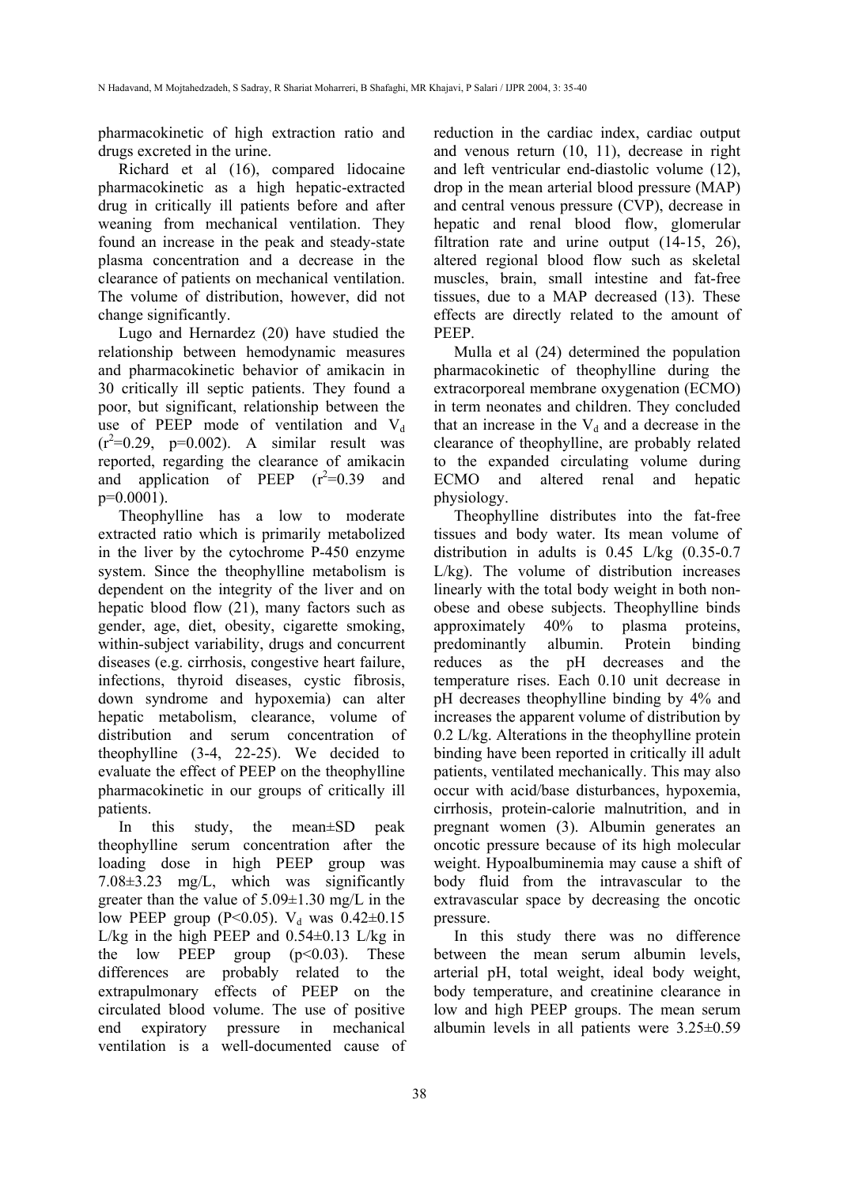pharmacokinetic of high extraction ratio and drugs excreted in the urine.

Richard et al (16), compared lidocaine pharmacokinetic as a high hepatic-extracted drug in critically ill patients before and after weaning from mechanical ventilation. They found an increase in the peak and steady-state plasma concentration and a decrease in the clearance of patients on mechanical ventilation. The volume of distribution, however, did not change significantly.

Lugo and Hernardez (20) have studied the relationship between hemodynamic measures and pharmacokinetic behavior of amikacin in 30 critically ill septic patients. They found a poor, but significant, relationship between the use of PEEP mode of ventilation and $V_d$ ($r^2$=0.29, p=0.002). A similar result was reported, regarding the clearance of amikacin and application of PEEP ($r^2$=0.39 and p=0.0001).

Theophylline has a low to moderate extracted ratio which is primarily metabolized in the liver by the cytochrome P-450 enzyme system. Since the theophylline metabolism is dependent on the integrity of the liver and on hepatic blood flow (21), many factors such as gender, age, diet, obesity, cigarette smoking, within-subject variability, drugs and concurrent diseases (e.g. cirrhosis, congestive heart failure, infections, thyroid diseases, cystic fibrosis, down syndrome and hypoxemia) can alter hepatic metabolism, clearance, volume of distribution and serum concentration of theophylline (3-4, 22-25). We decided to evaluate the effect of PEEP on the theophylline pharmacokinetic in our groups of critically ill patients.

In this study, the mean±SD peak theophylline serum concentration after the loading dose in high PEEP group was 7.08±3.23 mg/L, which was significantly greater than the value of 5.09±1.30 mg/L in the low PEEP group (P<0.05). $V_d$ was 0.42±0.15 L/kg in the high PEEP and 0.54±0.13 L/kg in the low PEEP group (p<0.03). These differences are probably related to the extrapulmonary effects of PEEP on the circulated blood volume. The use of positive end expiratory pressure in mechanical ventilation is a well-documented cause of reduction in the cardiac index, cardiac output and venous return (10, 11), decrease in right and left ventricular end-diastolic volume (12), drop in the mean arterial blood pressure (MAP) and central venous pressure (CVP), decrease in hepatic and renal blood flow, glomerular filtration rate and urine output (14-15, 26), altered regional blood flow such as skeletal muscles, brain, small intestine and fat-free tissues, due to a MAP decreased (13). These effects are directly related to the amount of PEEP.

Mulla et al (24) determined the population pharmacokinetic of theophylline during the extracorporeal membrane oxygenation (ECMO) in term neonates and children. They concluded that an increase in the $V_d$ and a decrease in the clearance of theophylline, are probably related to the expanded circulating volume during ECMO and altered renal and hepatic physiology.

Theophylline distributes into the fat-free tissues and body water. Its mean volume of distribution in adults is 0.45 L/kg (0.35-0.7 L/kg). The volume of distribution increases linearly with the total body weight in both non-obese and obese subjects. Theophylline binds approximately 40% to plasma proteins, predominantly albumin. Protein binding reduces as the pH decreases and the temperature rises. Each 0.10 unit decrease in pH decreases theophylline binding by 4% and increases the apparent volume of distribution by 0.2 L/kg. Alterations in the theophylline protein binding have been reported in critically ill adult patients, ventilated mechanically. This may also occur with acid/base disturbances, hypoxemia, cirrhosis, protein-calorie malnutrition, and in pregnant women (3). Albumin generates an oncotic pressure because of its high molecular weight. Hypoalbuminemia may cause a shift of body fluid from the intravascular to the extravascular space by decreasing the oncotic pressure.

In this study there was no difference between the mean serum albumin levels, arterial pH, total weight, ideal body weight, body temperature, and creatinine clearance in low and high PEEP groups. The mean serum albumin levels in all patients were 3.25±0.59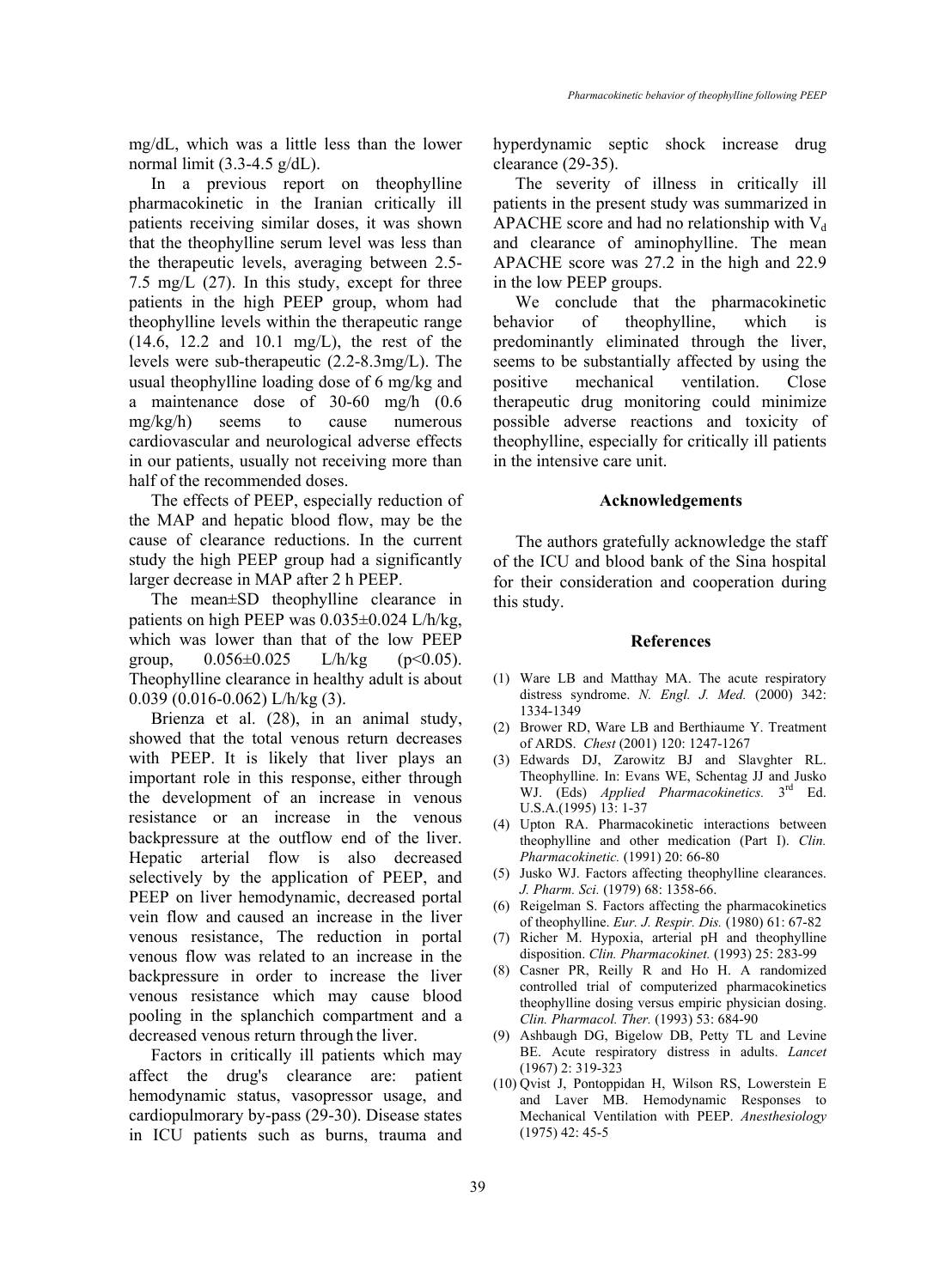mg/dL, which was a little less than the lower normal limit (3.3-4.5 g/dL).

In a previous report on theophylline pharmacokinetic in the Iranian critically ill patients receiving similar doses, it was shown that the theophylline serum level was less than the therapeutic levels, averaging between 2.5-7.5 mg/L (27). In this study, except for three patients in the high PEEP group, whom had theophylline levels within the therapeutic range (14.6, 12.2 and 10.1 mg/L), the rest of the levels were sub-therapeutic (2.2-8.3mg/L). The usual theophylline loading dose of 6 mg/kg and a maintenance dose of 30-60 mg/h (0.6 mg/kg/h) seems to cause numerous cardiovascular and neurological adverse effects in our patients, usually not receiving more than half of the recommended doses.

The effects of PEEP, especially reduction of the MAP and hepatic blood flow, may be the cause of clearance reductions. In the current study the high PEEP group had a significantly larger decrease in MAP after 2 h PEEP.

The mean±SD theophylline clearance in patients on high PEEP was 0.035±0.024 L/h/kg, which was lower than that of the low PEEP group, 0.056±0.025 L/h/kg ($p<0.05$). Theophylline clearance in healthy adult is about 0.039 (0.016-0.062) L/h/kg (3).

Brienza et al. (28), in an animal study, showed that the total venous return decreases with PEEP. It is likely that liver plays an important role in this response, either through the development of an increase in venous resistance or an increase in the venous backpressure at the outflow end of the liver. Hepatic arterial flow is also decreased selectively by the application of PEEP, and PEEP on liver hemodynamic, decreased portal vein flow and caused an increase in the liver venous resistance, The reduction in portal venous flow was related to an increase in the backpressure in order to increase the liver venous resistance which may cause blood pooling in the splanchich compartment and a decreased venous return through the liver.

Factors in critically ill patients which may affect the drug's clearance are: patient hemodynamic status, vasopressor usage, and cardiopulmorary by-pass (29-30). Disease states in ICU patients such as burns, trauma and hyperdynamic septic shock increase drug clearance (29-35).

The severity of illness in critically ill patients in the present study was summarized in APACHE score and had no relationship with $V_d$ and clearance of aminophylline. The mean APACHE score was 27.2 in the high and 22.9 in the low PEEP groups.

We conclude that the pharmacokinetic behavior of theophylline, which is predominantly eliminated through the liver, seems to be substantially affected by using the positive mechanical ventilation. Close therapeutic drug monitoring could minimize possible adverse reactions and toxicity of theophylline, especially for critically ill patients in the intensive care unit.

## Acknowledgements

The authors gratefully acknowledge the staff of the ICU and blood bank of the Sina hospital for their consideration and cooperation during this study.

## References

(1) Ware LB and Matthay MA. The acute respiratory distress syndrome. *N. Engl. J. Med.* (2000) 342: 1334-1349

(2) Brower RD, Ware LB and Berthiaume Y. Treatment of ARDS. *Chest* (2001) 120: 1247-1267

(3) Edwards DJ, Zarowitz BJ and Slavghter RL. Theophylline. In: Evans WE, Schentag JJ and Jusko WJ. (Eds) *Applied Pharmacokinetics.* 3rd Ed. U.S.A.(1995) 13: 1-37

(4) Upton RA. Pharmacokinetic interactions between theophylline and other medication (Part I). *Clin. Pharmacokinetic.* (1991) 20: 66-80

(5) Jusko WJ. Factors affecting theophylline clearances. *J. Pharm. Sci.* (1979) 68: 1358-66.

(6) Reigelman S. Factors affecting the pharmacokinetics of theophylline. *Eur. J. Respir. Dis.* (1980) 61: 67-82

(7) Richer M. Hypoxia, arterial pH and theophylline disposition. *Clin. Pharmacokinet.* (1993) 25: 283-99

(8) Casner PR, Reilly R and Ho H. A randomized controlled trial of computerized pharmacokinetics theophylline dosing versus empiric physician dosing. *Clin. Pharmacol. Ther.* (1993) 53: 684-90

(9) Ashbaugh DG, Bigelow DB, Petty TL and Levine BE. Acute respiratory distress in adults. *Lancet* (1967) 2: 319-323

(10) Qvist J, Pontoppidan H, Wilson RS, Lowerstein E and Laver MB. Hemodynamic Responses to Mechanical Ventilation with PEEP. *Anesthesiology* (1975) 42: 45-5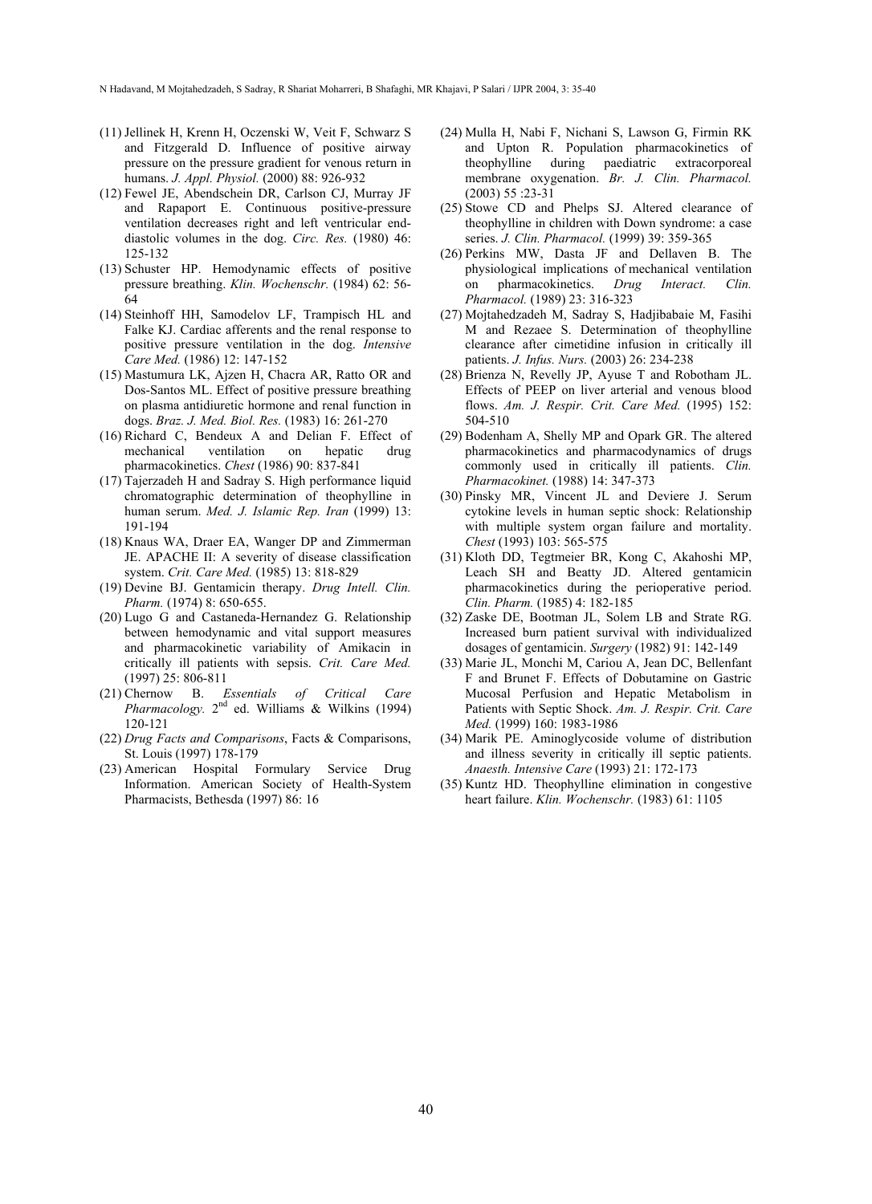(11) Jellinek H, Krenn H, Oczenski W, Veit F, Schwarz S and Fitzgerald D. Influence of positive airway pressure on the pressure gradient for venous return in humans. *J. Appl. Physiol.* (2000) 88: 926-932

(12) Fewel JE, Abendschein DR, Carlson CJ, Murray JF and Rapaport E. Continuous positive-pressure ventilation decreases right and left ventricular end-diastolic volumes in the dog. *Circ. Res.* (1980) 46: 125-132

(13) Schuster HP. Hemodynamic effects of positive pressure breathing. *Klin. Wochenschr.* (1984) 62: 56-64

(14) Steinhoff HH, Samodelov LF, Trampisch HL and Falke KJ. Cardiac afferents and the renal response to positive pressure ventilation in the dog. *Intensive Care Med.* (1986) 12: 147-152

(15) Mastumura LK, Ajzen H, Chacra AR, Ratto OR and Dos-Santos ML. Effect of positive pressure breathing on plasma antidiuretic hormone and renal function in dogs. *Braz. J. Med. Biol. Res.* (1983) 16: 261-270

(16) Richard C, Bendeux A and Delian F. Effect of mechanical ventilation on hepatic drug pharmacokinetics. *Chest* (1986) 90: 837-841

(17) Tajerzadeh H and Sadray S. High performance liquid chromatographic determination of theophylline in human serum. *Med. J. Islamic Rep. Iran* (1999) 13: 191-194

(18) Knaus WA, Draer EA, Wanger DP and Zimmerman JE. APACHE II: A severity of disease classification system. *Crit. Care Med.* (1985) 13: 818-829

(19) Devine BJ. Gentamicin therapy. *Drug Intell. Clin. Pharm.* (1974) 8: 650-655.

(20) Lugo G and Castaneda-Hernandez G. Relationship between hemodynamic and vital support measures and pharmacokinetic variability of Amikacin in critically ill patients with sepsis. *Crit. Care Med.* (1997) 25: 806-811

(21) Chernow B. *Essentials of Critical Care Pharmacology.* 2nd ed. Williams & Wilkins (1994) 120-121

(22) *Drug Facts and Comparisons*, Facts & Comparisons, St. Louis (1997) 178-179

(23) American Hospital Formulary Service Drug Information. American Society of Health-System Pharmacists, Bethesda (1997) 86: 16

(24) Mulla H, Nabi F, Nichani S, Lawson G, Firmin RK and Upton R. Population pharmacokinetics of theophylline during paediatric extracorporeal membrane oxygenation. *Br. J. Clin. Pharmacol.* (2003) 55 :23-31

(25) Stowe CD and Phelps SJ. Altered clearance of theophylline in children with Down syndrome: a case series. *J. Clin. Pharmacol.* (1999) 39: 359-365

(26) Perkins MW, Dasta JF and Dellaven B. The physiological implications of mechanical ventilation on pharmacokinetics. *Drug Interact. Clin. Pharmacol.* (1989) 23: 316-323

(27) Mojtahedzadeh M, Sadray S, Hadjibabaie M, Fasihi M and Rezaee S. Determination of theophylline clearance after cimetidine infusion in critically ill patients. *J. Infus. Nurs.* (2003) 26: 234-238

(28) Brienza N, Revelly JP, Ayuse T and Robotham JL. Effects of PEEP on liver arterial and venous blood flows. *Am. J. Respir. Crit. Care Med.* (1995) 152: 504-510

(29) Bodenham A, Shelly MP and Opark GR. The altered pharmacokinetics and pharmacodynamics of drugs commonly used in critically ill patients. *Clin. Pharmacokinet.* (1988) 14: 347-373

(30) Pinsky MR, Vincent JL and Deviere J. Serum cytokine levels in human septic shock: Relationship with multiple system organ failure and mortality. *Chest* (1993) 103: 565-575

(31) Kloth DD, Tegtmeier BR, Kong C, Akahoshi MP, Leach SH and Beatty JD. Altered gentamicin pharmacokinetics during the perioperative period. *Clin. Pharm.* (1985) 4: 182-185

(32) Zaske DE, Bootman JL, Solem LB and Strate RG. Increased burn patient survival with individualized dosages of gentamicin. *Surgery* (1982) 91: 142-149

(33) Marie JL, Monchi M, Cariou A, Jean DC, Bellenfant F and Brunet F. Effects of Dobutamine on Gastric Mucosal Perfusion and Hepatic Metabolism in Patients with Septic Shock. *Am. J. Respir. Crit. Care Med.* (1999) 160: 1983-1986

(34) Marik PE. Aminoglycoside volume of distribution and illness severity in critically ill septic patients. *Anaesth. Intensive Care* (1993) 21: 172-173

(35) Kuntz HD. Theophylline elimination in congestive heart failure. *Klin. Wochenschr.* (1983) 61: 1105